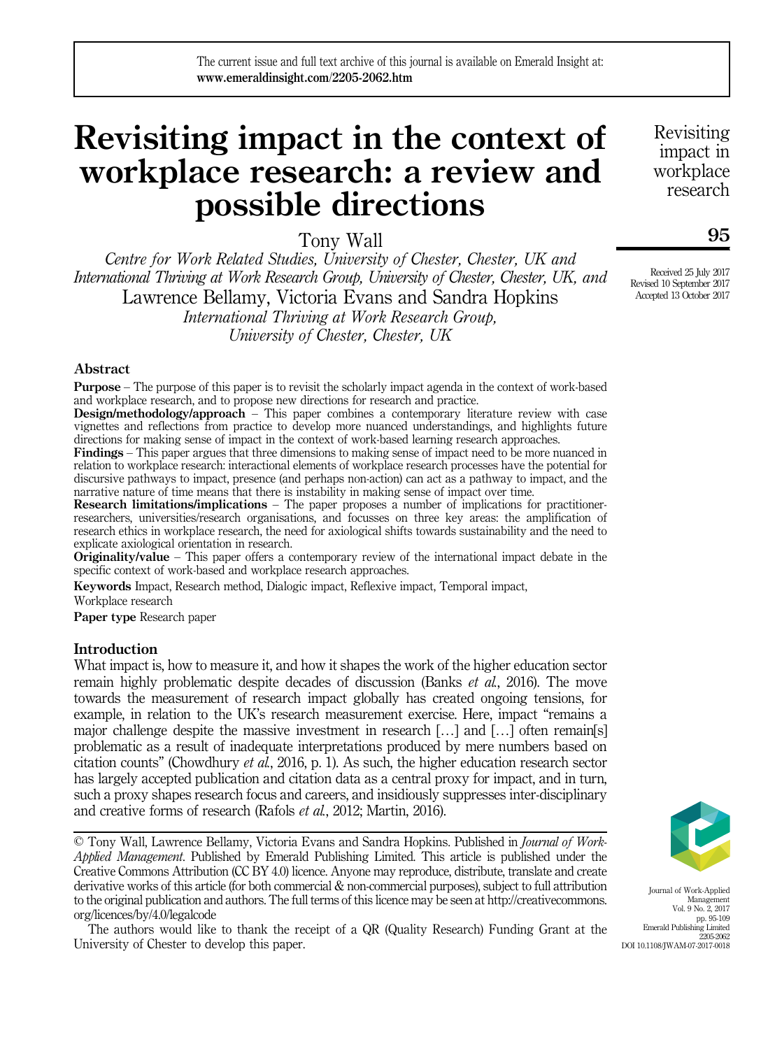The current issue and full text archive of this journal is available on Emerald Insight at: **www.emeraldinsight.com/2205-2062.htm**

# Revisiting impact in the context of workplace research: a review and possible directions

Tony Wall

*Centre for Work Related Studies, University of Chester, Chester, UK and International Thriving at Work Research Group, University of Chester, Chester, UK, and*

Lawrence Bellamy, Victoria Evans and Sandra Hopkins

*International Thriving at Work Research Group, University of Chester, Chester, UK*

Received 25 July 2017
Revised 10 September 2017
Accepted 13 October 2017

## Abstract

**Purpose** – The purpose of this paper is to revisit the scholarly impact agenda in the context of work-based and workplace research, and to propose new directions for research and practice.

**Design/methodology/approach** – This paper combines a contemporary literature review with case vignettes and reflections from practice to develop more nuanced understandings, and highlights future directions for making sense of impact in the context of work-based learning research approaches.

**Findings** – This paper argues that three dimensions to making sense of impact need to be more nuanced in relation to workplace research: interactional elements of workplace research processes have the potential for discursive pathways to impact, presence (and perhaps non-action) can act as a pathway to impact, and the narrative nature of time means that there is instability in making sense of impact over time.

**Research limitations/implications** – The paper proposes a number of implications for practitioner-researchers, universities/research organisations, and focusses on three key areas: the amplification of research ethics in workplace research, the need for axiological shifts towards sustainability and the need to explicate axiological orientation in research.

**Originality/value** – This paper offers a contemporary review of the international impact debate in the specific context of work-based and workplace research approaches.

**Keywords** Impact, Research method, Dialogic impact, Reflexive impact, Temporal impact, Workplace research

**Paper type** Research paper

## Introduction

What impact is, how to measure it, and how it shapes the work of the higher education sector remain highly problematic despite decades of discussion (Banks *et al.*, 2016). The move towards the measurement of research impact globally has created ongoing tensions, for example, in relation to the UK's research measurement exercise. Here, impact "remains a major challenge despite the massive investment in research […] and […] often remain[s] problematic as a result of inadequate interpretations produced by mere numbers based on citation counts" (Chowdhury *et al.*, 2016, p. 1). As such, the higher education research sector has largely accepted publication and citation data as a central proxy for impact, and in turn, such a proxy shapes research focus and careers, and insidiously suppresses inter-disciplinary and creative forms of research (Rafols *et al.*, 2012; Martin, 2016).

© Tony Wall, Lawrence Bellamy, Victoria Evans and Sandra Hopkins. Published in *Journal of Work-Applied Management*. Published by Emerald Publishing Limited. This article is published under the Creative Commons Attribution (CC BY 4.0) licence. Anyone may reproduce, distribute, translate and create derivative works of this article (for both commercial & non-commercial purposes), subject to full attribution to the original publication and authors. The full terms of this licence may be seen at http://creativecommons.org/licences/by/4.0/legalcode

The authors would like to thank the receipt of a QR (Quality Research) Funding Grant at the University of Chester to develop this paper.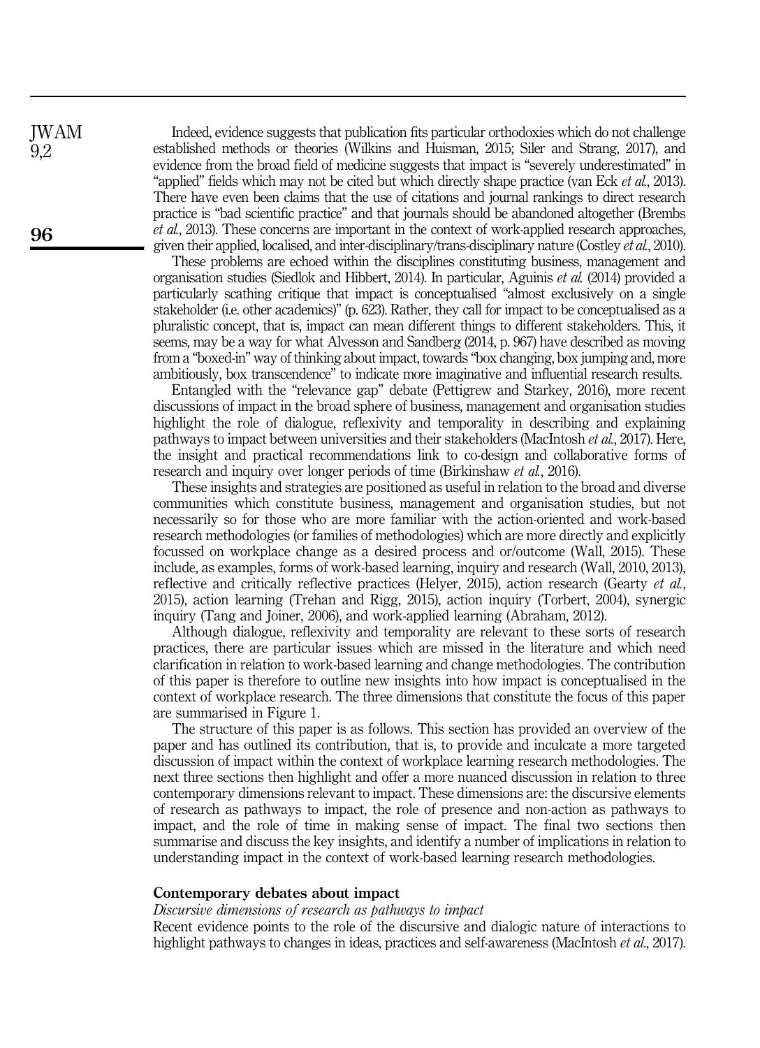Indeed, evidence suggests that publication fits particular orthodoxies which do not challenge established methods or theories (Wilkins and Huisman, 2015; Siler and Strang, 2017), and evidence from the broad field of medicine suggests that impact is "severely underestimated" in "applied" fields which may not be cited but which directly shape practice (van Eck *et al.*, 2013). There have even been claims that the use of citations and journal rankings to direct research practice is "bad scientific practice" and that journals should be abandoned altogether (Brembs *et al.*, 2013). These concerns are important in the context of work-applied research approaches, given their applied, localised, and inter-disciplinary/trans-disciplinary nature (Costley *et al.*, 2010).

These problems are echoed within the disciplines constituting business, management and organisation studies (Siedlok and Hibbert, 2014). In particular, Aguinis *et al.* (2014) provided a particularly scathing critique that impact is conceptualised "almost exclusively on a single stakeholder (i.e. other academics)" (p. 623). Rather, they call for impact to be conceptualised as a pluralistic concept, that is, impact can mean different things to different stakeholders. This, it seems, may be a way for what Alvesson and Sandberg (2014, p. 967) have described as moving from a "boxed-in" way of thinking about impact, towards "box changing, box jumping and, more ambitiously, box transcendence" to indicate more imaginative and influential research results.

Entangled with the "relevance gap" debate (Pettigrew and Starkey, 2016), more recent discussions of impact in the broad sphere of business, management and organisation studies highlight the role of dialogue, reflexivity and temporality in describing and explaining pathways to impact between universities and their stakeholders (MacIntosh *et al.*, 2017). Here, the insight and practical recommendations link to co-design and collaborative forms of research and inquiry over longer periods of time (Birkinshaw *et al.*, 2016).

These insights and strategies are positioned as useful in relation to the broad and diverse communities which constitute business, management and organisation studies, but not necessarily so for those who are more familiar with the action-oriented and work-based research methodologies (or families of methodologies) which are more directly and explicitly focussed on workplace change as a desired process and or/outcome (Wall, 2015). These include, as examples, forms of work-based learning, inquiry and research (Wall, 2010, 2013), reflective and critically reflective practices (Helyer, 2015), action research (Gearty *et al.*, 2015), action learning (Trehan and Rigg, 2015), action inquiry (Torbert, 2004), synergic inquiry (Tang and Joiner, 2006), and work-applied learning (Abraham, 2012).

Although dialogue, reflexivity and temporality are relevant to these sorts of research practices, there are particular issues which are missed in the literature and which need clarification in relation to work-based learning and change methodologies. The contribution of this paper is therefore to outline new insights into how impact is conceptualised in the context of workplace research. The three dimensions that constitute the focus of this paper are summarised in Figure 1.

The structure of this paper is as follows. This section has provided an overview of the paper and has outlined its contribution, that is, to provide and inculcate a more targeted discussion of impact within the context of workplace learning research methodologies. The next three sections then highlight and offer a more nuanced discussion in relation to three contemporary dimensions relevant to impact. These dimensions are: the discursive elements of research as pathways to impact, the role of presence and non-action as pathways to impact, and the role of time in making sense of impact. The final two sections then summarise and discuss the key insights, and identify a number of implications in relation to understanding impact in the context of work-based learning research methodologies.

## Contemporary debates about impact

### *Discursive dimensions of research as pathways to impact*

Recent evidence points to the role of the discursive and dialogic nature of interactions to highlight pathways to changes in ideas, practices and self-awareness (MacIntosh *et al.*, 2017).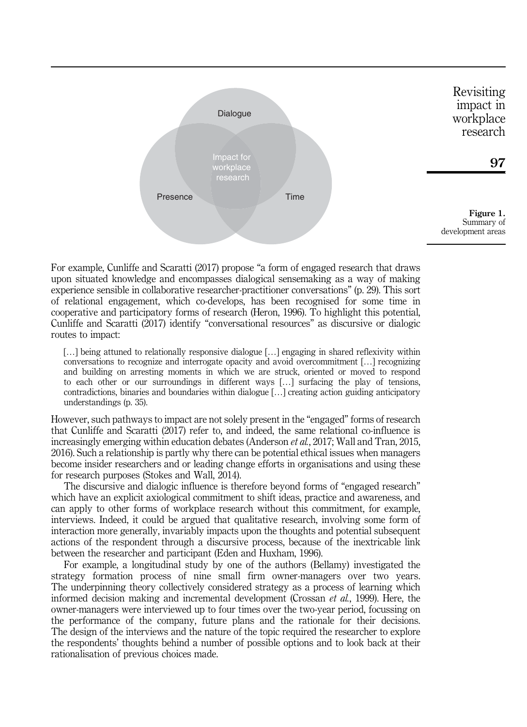Figure 1. Summary of development areas

For example, Cunliffe and Scaratti (2017) propose "a form of engaged research that draws upon situated knowledge and encompasses dialogical sensemaking as a way of making experience sensible in collaborative researcher-practitioner conversations" (p. 29). This sort of relational engagement, which co-develops, has been recognised for some time in cooperative and participatory forms of research (Heron, 1996). To highlight this potential, Cunliffe and Scaratti (2017) identify "conversational resources" as discursive or dialogic routes to impact:

> […] being attuned to relationally responsive dialogue […] engaging in shared reflexivity within conversations to recognize and interrogate opacity and avoid overcommitment […] recognizing and building on arresting moments in which we are struck, oriented or moved to respond to each other or our surroundings in different ways […] surfacing the play of tensions, contradictions, binaries and boundaries within dialogue […] creating action guiding anticipatory understandings (p. 35).

However, such pathways to impact are not solely present in the "engaged" forms of research that Cunliffe and Scaratti (2017) refer to, and indeed, the same relational co-influence is increasingly emerging within education debates (Anderson *et al.*, 2017; Wall and Tran, 2015, 2016). Such a relationship is partly why there can be potential ethical issues when managers become insider researchers and or leading change efforts in organisations and using these for research purposes (Stokes and Wall, 2014).

The discursive and dialogic influence is therefore beyond forms of "engaged research" which have an explicit axiological commitment to shift ideas, practice and awareness, and can apply to other forms of workplace research without this commitment, for example, interviews. Indeed, it could be argued that qualitative research, involving some form of interaction more generally, invariably impacts upon the thoughts and potential subsequent actions of the respondent through a discursive process, because of the inextricable link between the researcher and participant (Eden and Huxham, 1996).

For example, a longitudinal study by one of the authors (Bellamy) investigated the strategy formation process of nine small firm owner-managers over two years. The underpinning theory collectively considered strategy as a process of learning which informed decision making and incremental development (Crossan *et al.*, 1999). Here, the owner-managers were interviewed up to four times over the two-year period, focussing on the performance of the company, future plans and the rationale for their decisions. The design of the interviews and the nature of the topic required the researcher to explore the respondents' thoughts behind a number of possible options and to look back at their rationalisation of previous choices made.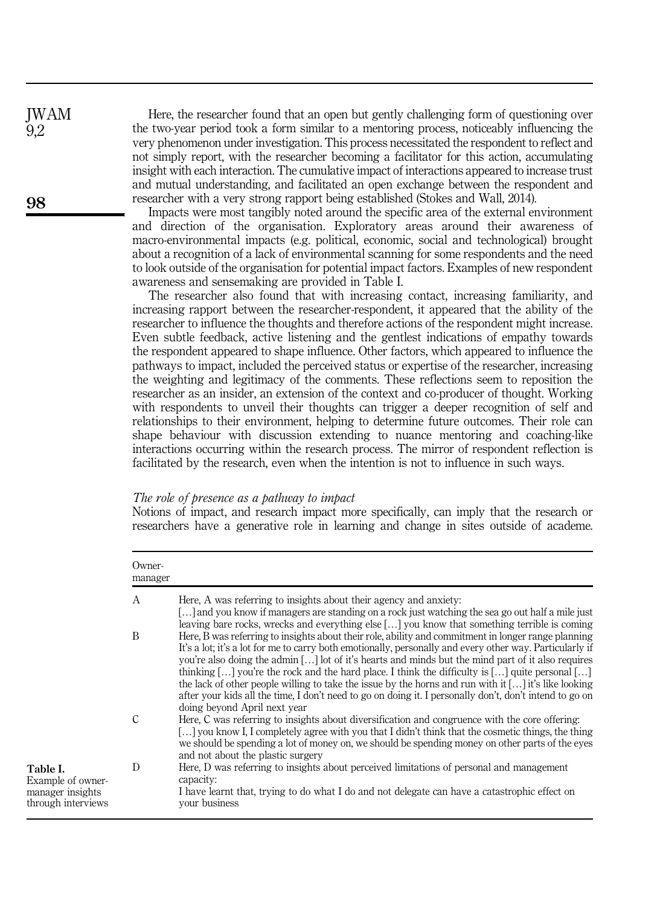Here, the researcher found that an open but gently challenging form of questioning over the two-year period took a form similar to a mentoring process, noticeably influencing the very phenomenon under investigation. This process necessitated the respondent to reflect and not simply report, with the researcher becoming a facilitator for this action, accumulating insight with each interaction. The cumulative impact of interactions appeared to increase trust and mutual understanding, and facilitated an open exchange between the respondent and researcher with a very strong rapport being established (Stokes and Wall, 2014).

Impacts were most tangibly noted around the specific area of the external environment and direction of the organisation. Exploratory areas around their awareness of macro-environmental impacts (e.g. political, economic, social and technological) brought about a recognition of a lack of environmental scanning for some respondents and the need to look outside of the organisation for potential impact factors. Examples of new respondent awareness and sensemaking are provided in Table I.

The researcher also found that with increasing contact, increasing familiarity, and increasing rapport between the researcher-respondent, it appeared that the ability of the researcher to influence the thoughts and therefore actions of the respondent might increase. Even subtle feedback, active listening and the gentlest indications of empathy towards the respondent appeared to shape influence. Other factors, which appeared to influence the pathways to impact, included the perceived status or expertise of the researcher, increasing the weighting and legitimacy of the comments. These reflections seem to reposition the researcher as an insider, an extension of the context and co-producer of thought. Working with respondents to unveil their thoughts can trigger a deeper recognition of self and relationships to their environment, helping to determine future outcomes. Their role can shape behaviour with discussion extending to nuance mentoring and coaching-like interactions occurring within the research process. The mirror of respondent reflection is facilitated by the research, even when the intention is not to influence in such ways.

*The role of presence as a pathway to impact*

Notions of impact, and research impact more specifically, can imply that the research or researchers have a generative role in learning and change in sites outside of academe.

| Owner-manager | |
|---|---|
| A | Here, A was referring to insights about their agency and anxiety: […] and you know if managers are standing on a rock just watching the sea go out half a mile just leaving bare rocks, wrecks and everything else […] you know that something terrible is coming |
| B | Here, B was referring to insights about their role, ability and commitment in longer range planning It's a lot; it's a lot for me to carry both emotionally, personally and every other way. Particularly if you're also doing the admin […] lot of it's hearts and minds but the mind part of it also requires thinking […] you're the rock and the hard place. I think the difficulty is […] quite personal […] the lack of other people willing to take the issue by the horns and run with it […] it's like looking after your kids all the time, I don't need to go on doing it. I personally don't, don't intend to go on doing beyond April next year |
| C | Here, C was referring to insights about diversification and congruence with the core offering: […] you know I, I completely agree with you that I didn't think that the cosmetic things, the thing we should be spending a lot of money on, we should be spending money on other parts of the eyes and not about the plastic surgery |
| D | Here, D was referring to insights about perceived limitations of personal and management capacity: I have learnt that, trying to do what I do and not delegate can have a catastrophic effect on your business |

**Table I.** Example of owner-manager insights through interviews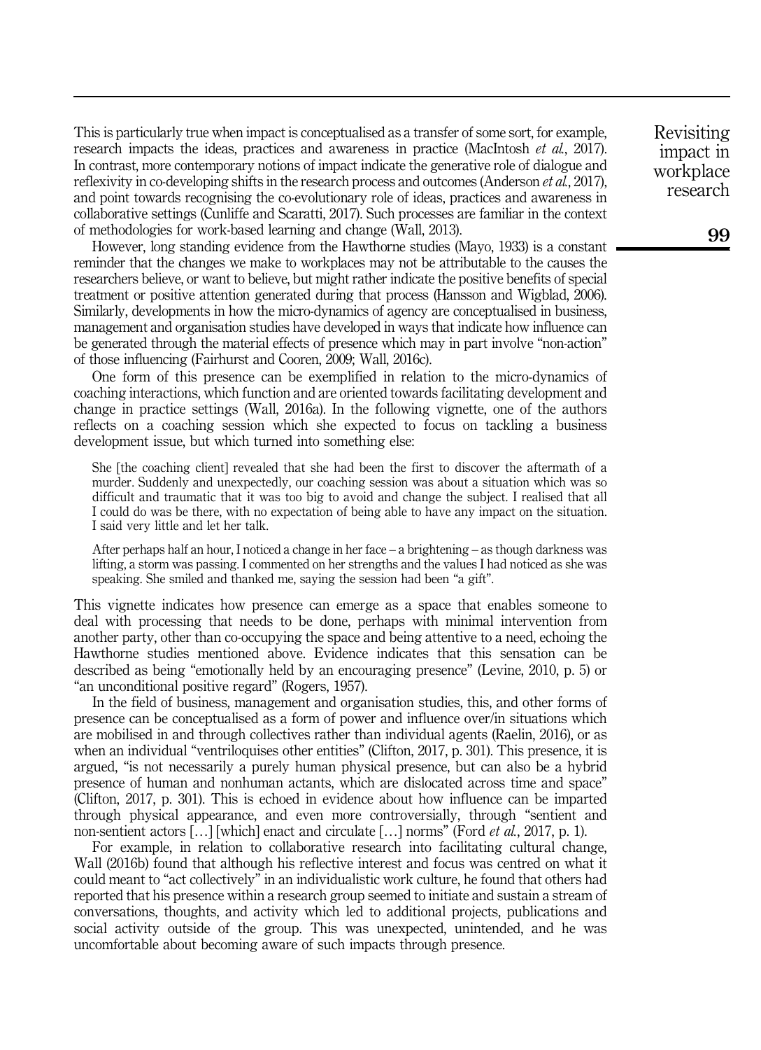This is particularly true when impact is conceptualised as a transfer of some sort, for example, research impacts the ideas, practices and awareness in practice (MacIntosh *et al.*, 2017). In contrast, more contemporary notions of impact indicate the generative role of dialogue and reflexivity in co-developing shifts in the research process and outcomes (Anderson *et al.*, 2017), and point towards recognising the co-evolutionary role of ideas, practices and awareness in collaborative settings (Cunliffe and Scaratti, 2017). Such processes are familiar in the context of methodologies for work-based learning and change (Wall, 2013).

However, long standing evidence from the Hawthorne studies (Mayo, 1933) is a constant reminder that the changes we make to workplaces may not be attributable to the causes the researchers believe, or want to believe, but might rather indicate the positive benefits of special treatment or positive attention generated during that process (Hansson and Wigblad, 2006). Similarly, developments in how the micro-dynamics of agency are conceptualised in business, management and organisation studies have developed in ways that indicate how influence can be generated through the material effects of presence which may in part involve "non-action" of those influencing (Fairhurst and Cooren, 2009; Wall, 2016c).

One form of this presence can be exemplified in relation to the micro-dynamics of coaching interactions, which function and are oriented towards facilitating development and change in practice settings (Wall, 2016a). In the following vignette, one of the authors reflects on a coaching session which she expected to focus on tackling a business development issue, but which turned into something else:

> She [the coaching client] revealed that she had been the first to discover the aftermath of a murder. Suddenly and unexpectedly, our coaching session was about a situation which was so difficult and traumatic that it was too big to avoid and change the subject. I realised that all I could do was be there, with no expectation of being able to have any impact on the situation. I said very little and let her talk.
>
> After perhaps half an hour, I noticed a change in her face – a brightening – as though darkness was lifting, a storm was passing. I commented on her strengths and the values I had noticed as she was speaking. She smiled and thanked me, saying the session had been "a gift".

This vignette indicates how presence can emerge as a space that enables someone to deal with processing that needs to be done, perhaps with minimal intervention from another party, other than co-occupying the space and being attentive to a need, echoing the Hawthorne studies mentioned above. Evidence indicates that this sensation can be described as being "emotionally held by an encouraging presence" (Levine, 2010, p. 5) or "an unconditional positive regard" (Rogers, 1957).

In the field of business, management and organisation studies, this, and other forms of presence can be conceptualised as a form of power and influence over/in situations which are mobilised in and through collectives rather than individual agents (Raelin, 2016), or as when an individual "ventriloquises other entities" (Clifton, 2017, p. 301). This presence, it is argued, "is not necessarily a purely human physical presence, but can also be a hybrid presence of human and nonhuman actants, which are dislocated across time and space" (Clifton, 2017, p. 301). This is echoed in evidence about how influence can be imparted through physical appearance, and even more controversially, through "sentient and non-sentient actors […] [which] enact and circulate […] norms" (Ford *et al.*, 2017, p. 1).

For example, in relation to collaborative research into facilitating cultural change, Wall (2016b) found that although his reflective interest and focus was centred on what it could meant to "act collectively" in an individualistic work culture, he found that others had reported that his presence within a research group seemed to initiate and sustain a stream of conversations, thoughts, and activity which led to additional projects, publications and social activity outside of the group. This was unexpected, unintended, and he was uncomfortable about becoming aware of such impacts through presence.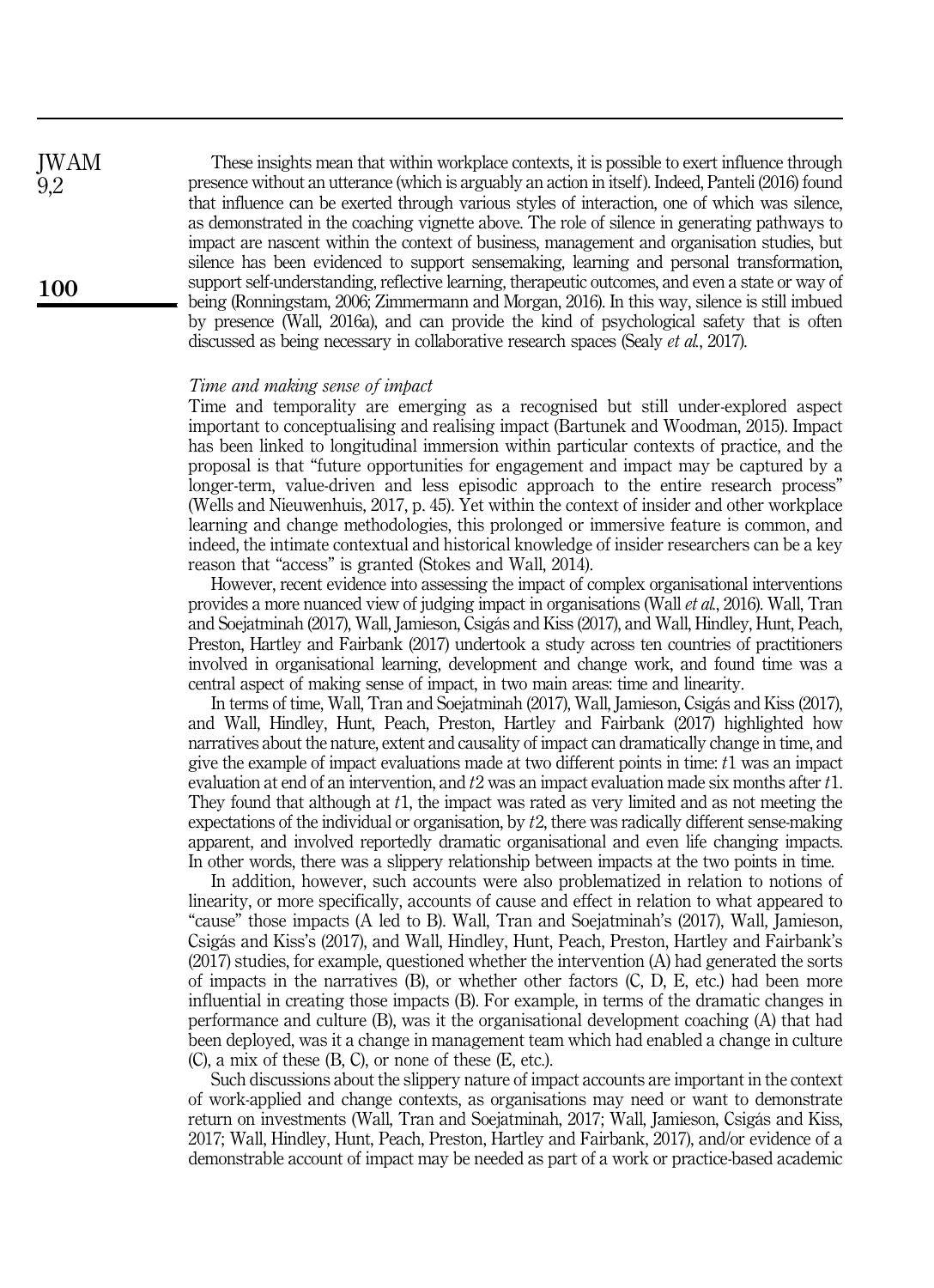These insights mean that within workplace contexts, it is possible to exert influence through presence without an utterance (which is arguably an action in itself). Indeed, Panteli (2016) found that influence can be exerted through various styles of interaction, one of which was silence, as demonstrated in the coaching vignette above. The role of silence in generating pathways to impact are nascent within the context of business, management and organisation studies, but silence has been evidenced to support sensemaking, learning and personal transformation, support self-understanding, reflective learning, therapeutic outcomes, and even a state or way of being (Ronningstam, 2006; Zimmermann and Morgan, 2016). In this way, silence is still imbued by presence (Wall, 2016a), and can provide the kind of psychological safety that is often discussed as being necessary in collaborative research spaces (Sealy *et al.*, 2017).

### *Time and making sense of impact*

Time and temporality are emerging as a recognised but still under-explored aspect important to conceptualising and realising impact (Bartunek and Woodman, 2015). Impact has been linked to longitudinal immersion within particular contexts of practice, and the proposal is that "future opportunities for engagement and impact may be captured by a longer-term, value-driven and less episodic approach to the entire research process" (Wells and Nieuwenhuis, 2017, p. 45). Yet within the context of insider and other workplace learning and change methodologies, this prolonged or immersive feature is common, and indeed, the intimate contextual and historical knowledge of insider researchers can be a key reason that "access" is granted (Stokes and Wall, 2014).

However, recent evidence into assessing the impact of complex organisational interventions provides a more nuanced view of judging impact in organisations (Wall *et al.*, 2016). Wall, Tran and Soejatminah (2017), Wall, Jamieson, Csigás and Kiss (2017), and Wall, Hindley, Hunt, Peach, Preston, Hartley and Fairbank (2017) undertook a study across ten countries of practitioners involved in organisational learning, development and change work, and found time was a central aspect of making sense of impact, in two main areas: time and linearity.

In terms of time, Wall, Tran and Soejatminah (2017), Wall, Jamieson, Csigás and Kiss (2017), and Wall, Hindley, Hunt, Peach, Preston, Hartley and Fairbank (2017) highlighted how narratives about the nature, extent and causality of impact can dramatically change in time, and give the example of impact evaluations made at two different points in time: $t1$ was an impact evaluation at end of an intervention, and $t2$ was an impact evaluation made six months after $t1$. They found that although at $t1$, the impact was rated as very limited and as not meeting the expectations of the individual or organisation, by $t2$, there was radically different sense-making apparent, and involved reportedly dramatic organisational and even life changing impacts. In other words, there was a slippery relationship between impacts at the two points in time.

In addition, however, such accounts were also problematized in relation to notions of linearity, or more specifically, accounts of cause and effect in relation to what appeared to "cause" those impacts (A led to B). Wall, Tran and Soejatminah's (2017), Wall, Jamieson, Csigás and Kiss's (2017), and Wall, Hindley, Hunt, Peach, Preston, Hartley and Fairbank's (2017) studies, for example, questioned whether the intervention (A) had generated the sorts of impacts in the narratives (B), or whether other factors (C, D, E, etc.) had been more influential in creating those impacts (B). For example, in terms of the dramatic changes in performance and culture (B), was it the organisational development coaching (A) that had been deployed, was it a change in management team which had enabled a change in culture (C), a mix of these (B, C), or none of these (E, etc.).

Such discussions about the slippery nature of impact accounts are important in the context of work-applied and change contexts, as organisations may need or want to demonstrate return on investments (Wall, Tran and Soejatminah, 2017; Wall, Jamieson, Csigás and Kiss, 2017; Wall, Hindley, Hunt, Peach, Preston, Hartley and Fairbank, 2017), and/or evidence of a demonstrable account of impact may be needed as part of a work or practice-based academic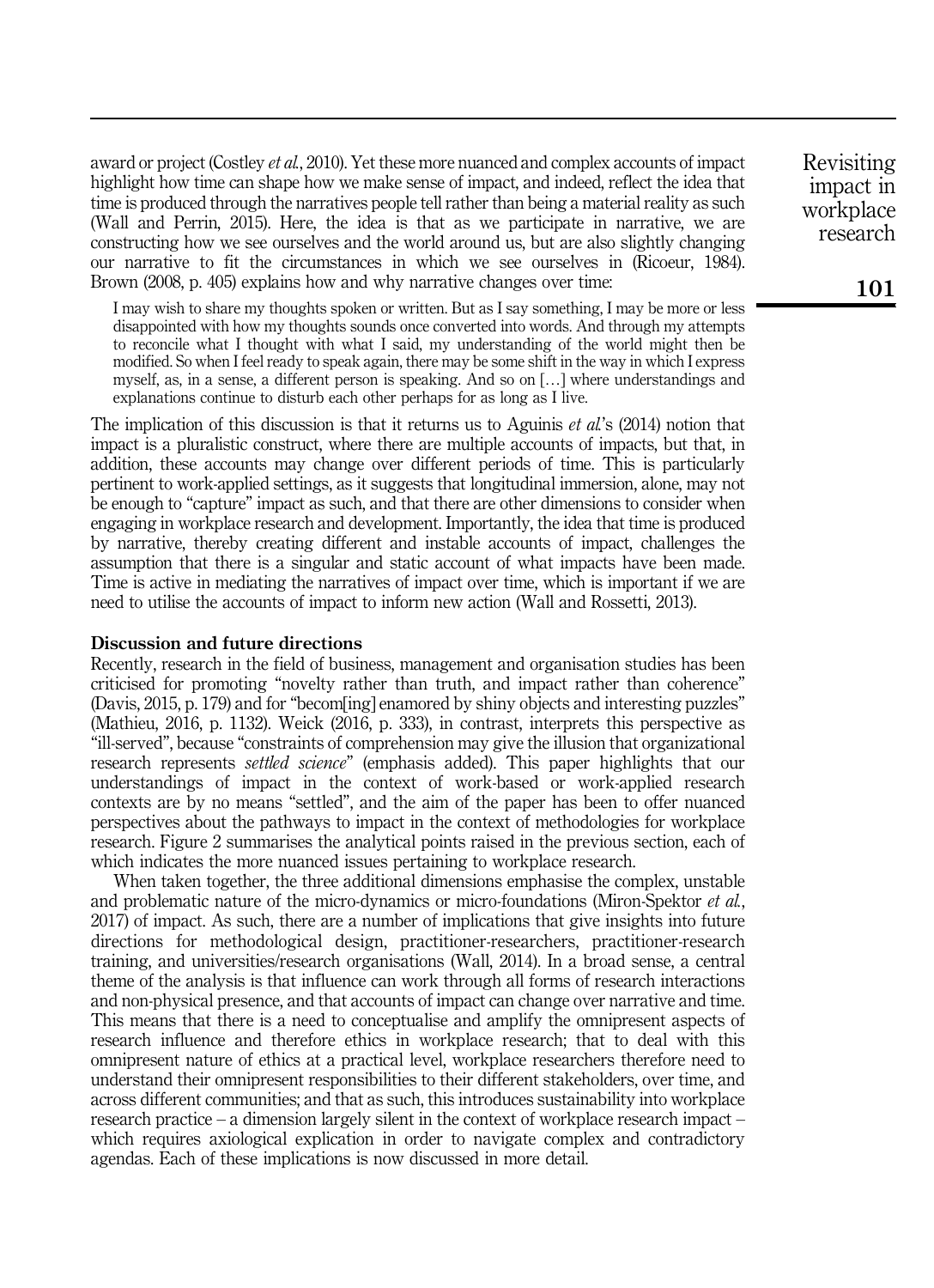award or project (Costley *et al.*, 2010). Yet these more nuanced and complex accounts of impact highlight how time can shape how we make sense of impact, and indeed, reflect the idea that time is produced through the narratives people tell rather than being a material reality as such (Wall and Perrin, 2015). Here, the idea is that as we participate in narrative, we are constructing how we see ourselves and the world around us, but are also slightly changing our narrative to fit the circumstances in which we see ourselves in (Ricoeur, 1984). Brown (2008, p. 405) explains how and why narrative changes over time:

> I may wish to share my thoughts spoken or written. But as I say something, I may be more or less disappointed with how my thoughts sounds once converted into words. And through my attempts to reconcile what I thought with what I said, my understanding of the world might then be modified. So when I feel ready to speak again, there may be some shift in the way in which I express myself, as, in a sense, a different person is speaking. And so on […] where understandings and explanations continue to disturb each other perhaps for as long as I live.

The implication of this discussion is that it returns us to Aguinis *et al.*'s (2014) notion that impact is a pluralistic construct, where there are multiple accounts of impacts, but that, in addition, these accounts may change over different periods of time. This is particularly pertinent to work-applied settings, as it suggests that longitudinal immersion, alone, may not be enough to "capture" impact as such, and that there are other dimensions to consider when engaging in workplace research and development. Importantly, the idea that time is produced by narrative, thereby creating different and instable accounts of impact, challenges the assumption that there is a singular and static account of what impacts have been made. Time is active in mediating the narratives of impact over time, which is important if we are need to utilise the accounts of impact to inform new action (Wall and Rossetti, 2013).

## Discussion and future directions

Recently, research in the field of business, management and organisation studies has been criticised for promoting "novelty rather than truth, and impact rather than coherence" (Davis, 2015, p. 179) and for "becom[ing] enamored by shiny objects and interesting puzzles" (Mathieu, 2016, p. 1132). Weick (2016, p. 333), in contrast, interprets this perspective as "ill-served", because "constraints of comprehension may give the illusion that organizational research represents *settled science*" (emphasis added). This paper highlights that our understandings of impact in the context of work-based or work-applied research contexts are by no means "settled", and the aim of the paper has been to offer nuanced perspectives about the pathways to impact in the context of methodologies for workplace research. Figure 2 summarises the analytical points raised in the previous section, each of which indicates the more nuanced issues pertaining to workplace research.

When taken together, the three additional dimensions emphasise the complex, unstable and problematic nature of the micro-dynamics or micro-foundations (Miron-Spektor *et al.*, 2017) of impact. As such, there are a number of implications that give insights into future directions for methodological design, practitioner-researchers, practitioner-research training, and universities/research organisations (Wall, 2014). In a broad sense, a central theme of the analysis is that influence can work through all forms of research interactions and non-physical presence, and that accounts of impact can change over narrative and time. This means that there is a need to conceptualise and amplify the omnipresent aspects of research influence and therefore ethics in workplace research; that to deal with this omnipresent nature of ethics at a practical level, workplace researchers therefore need to understand their omnipresent responsibilities to their different stakeholders, over time, and across different communities; and that as such, this introduces sustainability into workplace research practice – a dimension largely silent in the context of workplace research impact – which requires axiological explication in order to navigate complex and contradictory agendas. Each of these implications is now discussed in more detail.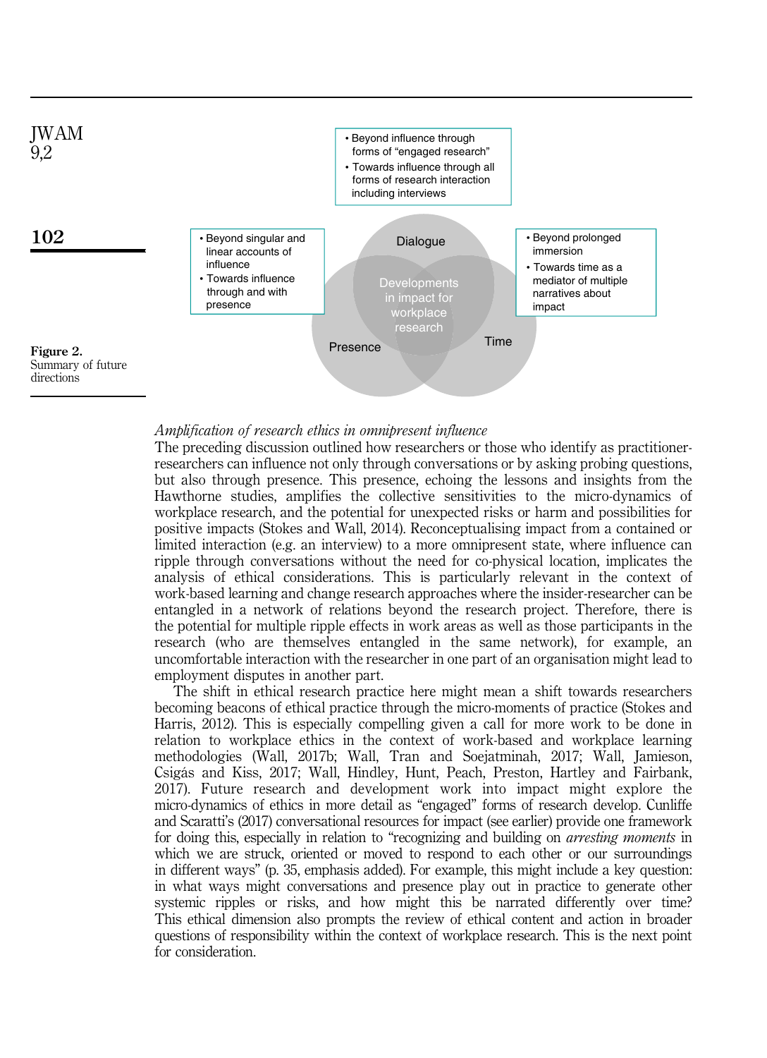- Beyond influence through forms of "engaged research"
- Towards influence through all forms of research interaction including interviews

- Beyond singular and linear accounts of influence
- Towards influence through and with presence

- Beyond prolonged immersion
- Towards time as a mediator of multiple narratives about impact

Dialogue

Presence

Time

Developments in impact for workplace research

**Figure 2.** Summary of future directions

*Amplification of research ethics in omnipresent influence*

The preceding discussion outlined how researchers or those who identify as practitioner-researchers can influence not only through conversations or by asking probing questions, but also through presence. This presence, echoing the lessons and insights from the Hawthorne studies, amplifies the collective sensitivities to the micro-dynamics of workplace research, and the potential for unexpected risks or harm and possibilities for positive impacts (Stokes and Wall, 2014). Reconceptualising impact from a contained or limited interaction (e.g. an interview) to a more omnipresent state, where influence can ripple through conversations without the need for co-physical location, implicates the analysis of ethical considerations. This is particularly relevant in the context of work-based learning and change research approaches where the insider-researcher can be entangled in a network of relations beyond the research project. Therefore, there is the potential for multiple ripple effects in work areas as well as those participants in the research (who are themselves entangled in the same network), for example, an uncomfortable interaction with the researcher in one part of an organisation might lead to employment disputes in another part.

The shift in ethical research practice here might mean a shift towards researchers becoming beacons of ethical practice through the micro-moments of practice (Stokes and Harris, 2012). This is especially compelling given a call for more work to be done in relation to workplace ethics in the context of work-based and workplace learning methodologies (Wall, 2017b; Wall, Tran and Soejatminah, 2017; Wall, Jamieson, Csigás and Kiss, 2017; Wall, Hindley, Hunt, Peach, Preston, Hartley and Fairbank, 2017). Future research and development work into impact might explore the micro-dynamics of ethics in more detail as "engaged" forms of research develop. Cunliffe and Scaratti's (2017) conversational resources for impact (see earlier) provide one framework for doing this, especially in relation to "recognizing and building on *arresting moments* in which we are struck, oriented or moved to respond to each other or our surroundings in different ways" (p. 35, emphasis added). For example, this might include a key question: in what ways might conversations and presence play out in practice to generate other systemic ripples or risks, and how might this be narrated differently over time? This ethical dimension also prompts the review of ethical content and action in broader questions of responsibility within the context of workplace research. This is the next point for consideration.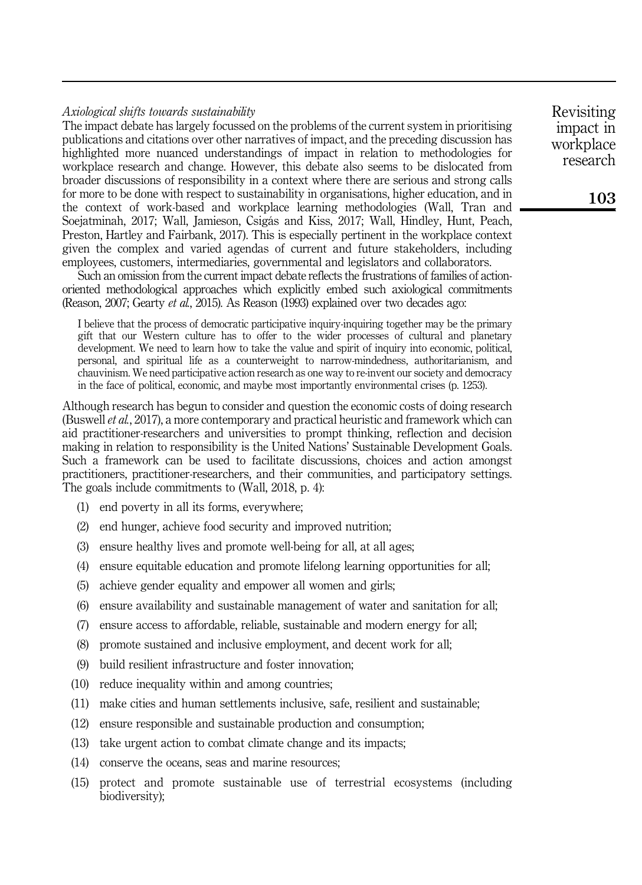*Axiological shifts towards sustainability*

The impact debate has largely focussed on the problems of the current system in prioritising publications and citations over other narratives of impact, and the preceding discussion has highlighted more nuanced understandings of impact in relation to methodologies for workplace research and change. However, this debate also seems to be dislocated from broader discussions of responsibility in a context where there are serious and strong calls for more to be done with respect to sustainability in organisations, higher education, and in the context of work-based and workplace learning methodologies (Wall, Tran and Soejatminah, 2017; Wall, Jamieson, Csigás and Kiss, 2017; Wall, Hindley, Hunt, Peach, Preston, Hartley and Fairbank, 2017). This is especially pertinent in the workplace context given the complex and varied agendas of current and future stakeholders, including employees, customers, intermediaries, governmental and legislators and collaborators.

Such an omission from the current impact debate reflects the frustrations of families of action-oriented methodological approaches which explicitly embed such axiological commitments (Reason, 2007; Gearty *et al.*, 2015). As Reason (1993) explained over two decades ago:

> I believe that the process of democratic participative inquiry-inquiring together may be the primary gift that our Western culture has to offer to the wider processes of cultural and planetary development. We need to learn how to take the value and spirit of inquiry into economic, political, personal, and spiritual life as a counterweight to narrow-mindedness, authoritarianism, and chauvinism. We need participative action research as one way to re-invent our society and democracy in the face of political, economic, and maybe most importantly environmental crises (p. 1253).

Although research has begun to consider and question the economic costs of doing research (Buswell *et al.*, 2017), a more contemporary and practical heuristic and framework which can aid practitioner-researchers and universities to prompt thinking, reflection and decision making in relation to responsibility is the United Nations' Sustainable Development Goals. Such a framework can be used to facilitate discussions, choices and action amongst practitioners, practitioner-researchers, and their communities, and participatory settings. The goals include commitments to (Wall, 2018, p. 4):

1. end poverty in all its forms, everywhere;
2. end hunger, achieve food security and improved nutrition;
3. ensure healthy lives and promote well-being for all, at all ages;
4. ensure equitable education and promote lifelong learning opportunities for all;
5. achieve gender equality and empower all women and girls;
6. ensure availability and sustainable management of water and sanitation for all;
7. ensure access to affordable, reliable, sustainable and modern energy for all;
8. promote sustained and inclusive employment, and decent work for all;
9. build resilient infrastructure and foster innovation;
10. reduce inequality within and among countries;
11. make cities and human settlements inclusive, safe, resilient and sustainable;
12. ensure responsible and sustainable production and consumption;
13. take urgent action to combat climate change and its impacts;
14. conserve the oceans, seas and marine resources;
15. protect and promote sustainable use of terrestrial ecosystems (including biodiversity);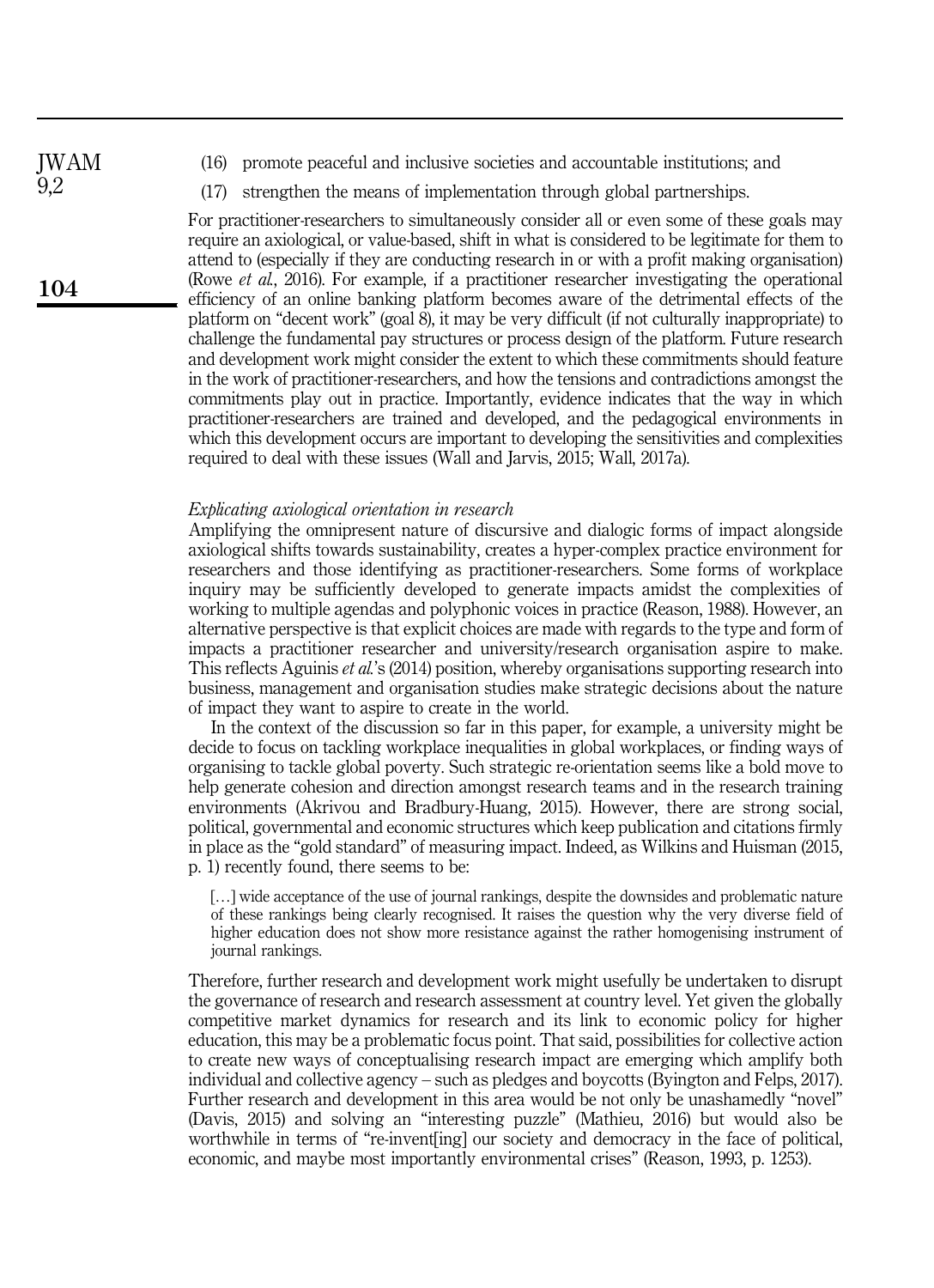(16) promote peaceful and inclusive societies and accountable institutions; and

(17) strengthen the means of implementation through global partnerships.

For practitioner-researchers to simultaneously consider all or even some of these goals may require an axiological, or value-based, shift in what is considered to be legitimate for them to attend to (especially if they are conducting research in or with a profit making organisation) (Rowe *et al.*, 2016). For example, if a practitioner researcher investigating the operational efficiency of an online banking platform becomes aware of the detrimental effects of the platform on "decent work" (goal 8), it may be very difficult (if not culturally inappropriate) to challenge the fundamental pay structures or process design of the platform. Future research and development work might consider the extent to which these commitments should feature in the work of practitioner-researchers, and how the tensions and contradictions amongst the commitments play out in practice. Importantly, evidence indicates that the way in which practitioner-researchers are trained and developed, and the pedagogical environments in which this development occurs are important to developing the sensitivities and complexities required to deal with these issues (Wall and Jarvis, 2015; Wall, 2017a).

### *Explicating axiological orientation in research*

Amplifying the omnipresent nature of discursive and dialogic forms of impact alongside axiological shifts towards sustainability, creates a hyper-complex practice environment for researchers and those identifying as practitioner-researchers. Some forms of workplace inquiry may be sufficiently developed to generate impacts amidst the complexities of working to multiple agendas and polyphonic voices in practice (Reason, 1988). However, an alternative perspective is that explicit choices are made with regards to the type and form of impacts a practitioner researcher and university/research organisation aspire to make. This reflects Aguinis *et al.*'s (2014) position, whereby organisations supporting research into business, management and organisation studies make strategic decisions about the nature of impact they want to aspire to create in the world.

In the context of the discussion so far in this paper, for example, a university might be decide to focus on tackling workplace inequalities in global workplaces, or finding ways of organising to tackle global poverty. Such strategic re-orientation seems like a bold move to help generate cohesion and direction amongst research teams and in the research training environments (Akrivou and Bradbury-Huang, 2015). However, there are strong social, political, governmental and economic structures which keep publication and citations firmly in place as the "gold standard" of measuring impact. Indeed, as Wilkins and Huisman (2015, p. 1) recently found, there seems to be:

> […] wide acceptance of the use of journal rankings, despite the downsides and problematic nature of these rankings being clearly recognised. It raises the question why the very diverse field of higher education does not show more resistance against the rather homogenising instrument of journal rankings.

Therefore, further research and development work might usefully be undertaken to disrupt the governance of research and research assessment at country level. Yet given the globally competitive market dynamics for research and its link to economic policy for higher education, this may be a problematic focus point. That said, possibilities for collective action to create new ways of conceptualising research impact are emerging which amplify both individual and collective agency – such as pledges and boycotts (Byington and Felps, 2017). Further research and development in this area would be not only be unashamedly "novel" (Davis, 2015) and solving an "interesting puzzle" (Mathieu, 2016) but would also be worthwhile in terms of "re-invent[ing] our society and democracy in the face of political, economic, and maybe most importantly environmental crises" (Reason, 1993, p. 1253).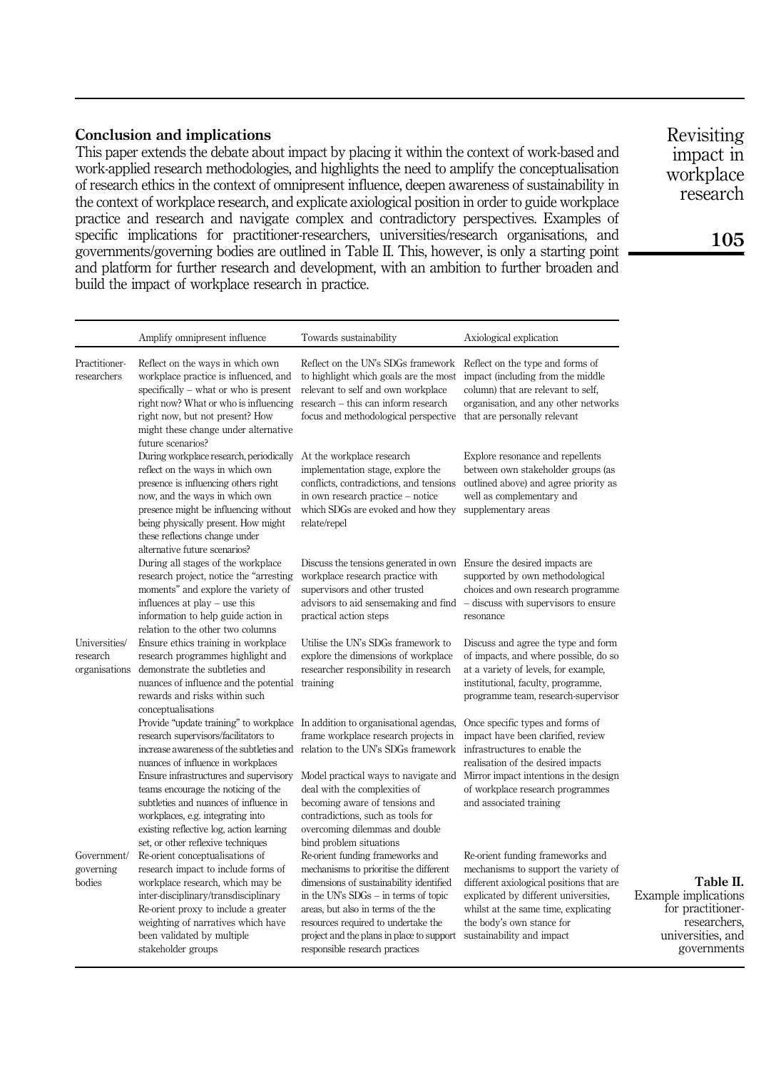## Conclusion and implications

This paper extends the debate about impact by placing it within the context of work-based and work-applied research methodologies, and highlights the need to amplify the conceptualisation of research ethics in the context of omnipresent influence, deepen awareness of sustainability in the context of workplace research, and explicate axiological position in order to guide workplace practice and research and navigate complex and contradictory perspectives. Examples of specific implications for practitioner-researchers, universities/research organisations, and governments/governing bodies are outlined in Table II. This, however, is only a starting point and platform for further research and development, with an ambition to further broaden and build the impact of workplace research in practice.

| | Amplify omnipresent influence | Towards sustainability | Axiological explication |
|---|---|---|---|
| Practitioner-researchers | Reflect on the ways in which own workplace practice is influenced, and specifically – what or who is present right now? What or who is influencing right now, but not present? How might these change under alternative future scenarios? | Reflect on the UN's SDGs framework to highlight which goals are the most relevant to self and own workplace research – this can inform research focus and methodological perspective | Reflect on the type and forms of impact (including from the middle column) that are relevant to self, organisation, and any other networks that are personally relevant |
| | During workplace research, periodically reflect on the ways in which own presence is influencing others right now, and the ways in which own presence might be influencing without being physically present. How might these reflections change under alternative future scenarios? | At the workplace research implementation stage, explore the conflicts, contradictions, and tensions in own research practice – notice which SDGs are evoked and how they relate/repel | Explore resonance and repellents between own stakeholder groups (as outlined above) and agree priority as well as complementary and supplementary areas |
| | During all stages of the workplace research project, notice the "arresting moments" and explore the variety of influences at play – use this information to help guide action in relation to the other two columns | Discuss the tensions generated in own workplace research practice with supervisors and other trusted advisors to aid sensemaking and find practical action steps | Ensure the desired impacts are supported by own methodological choices and own research programme – discuss with supervisors to ensure resonance |
| Universities/research organisations | Ensure ethics training in workplace research programmes highlight and demonstrate the subtleties and nuances of influence and the potential rewards and risks within such conceptualisations | Utilise the UN's SDGs framework to explore the dimensions of workplace researcher responsibility in research training | Discuss and agree the type and form of impacts, and where possible, do so at a variety of levels, for example, institutional, faculty, programme, programme team, research-supervisor |
| | Provide "update training" to workplace research supervisors/facilitators to increase awareness of the subtleties and nuances of influence in workplaces | In addition to organisational agendas, frame workplace research projects in relation to the UN's SDGs framework | Once specific types and forms of impact have been clarified, review infrastructures to enable the realisation of the desired impacts |
| | Ensure infrastructures and supervisory teams encourage the noticing of the subtleties and nuances of influence in workplaces, e.g. integrating into existing reflective log, action learning set, or other reflexive techniques | Model practical ways to navigate and deal with the complexities of becoming aware of tensions and contradictions, such as tools for overcoming dilemmas and double bind problem situations | Mirror impact intentions in the design of workplace research programmes and associated training |
| Government/governing bodies | Re-orient conceptualisations of research impact to include forms of workplace research, which may be inter-disciplinary/transdisciplinary Re-orient proxy to include a greater weighting of narratives which have been validated by multiple stakeholder groups | Re-orient funding frameworks and mechanisms to prioritise the different dimensions of sustainability identified in the UN's SDGs – in terms of topic areas, but also in terms of the the resources required to undertake the project and the plans in place to support responsible research practices | Re-orient funding frameworks and mechanisms to support the variety of different axiological positions that are explicated by different universities, whilst at the same time, explicating the body's own stance for sustainability and impact |

**Table II.** Example implications for practitioner-researchers, universities, and governments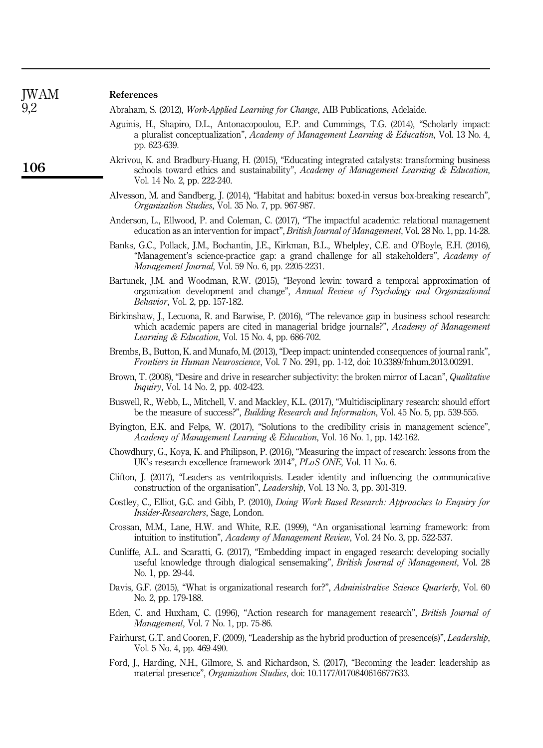## References

Abraham, S. (2012), *Work-Applied Learning for Change*, AIB Publications, Adelaide.

Aguinis, H., Shapiro, D.L., Antonacopoulou, E.P. and Cummings, T.G. (2014), "Scholarly impact: a pluralist conceptualization", *Academy of Management Learning & Education*, Vol. 13 No. 4, pp. 623-639.

Akrivou, K. and Bradbury-Huang, H. (2015), "Educating integrated catalysts: transforming business schools toward ethics and sustainability", *Academy of Management Learning & Education*, Vol. 14 No. 2, pp. 222-240.

Alvesson, M. and Sandberg, J. (2014), "Habitat and habitus: boxed-in versus box-breaking research", *Organization Studies*, Vol. 35 No. 7, pp. 967-987.

Anderson, L., Ellwood, P. and Coleman, C. (2017), "The impactful academic: relational management education as an intervention for impact", *British Journal of Management*, Vol. 28 No. 1, pp. 14-28.

Banks, G.C., Pollack, J.M., Bochantin, J.E., Kirkman, B.L., Whelpley, C.E. and O'Boyle, E.H. (2016), "Management's science-practice gap: a grand challenge for all stakeholders", *Academy of Management Journal*, Vol. 59 No. 6, pp. 2205-2231.

Bartunek, J.M. and Woodman, R.W. (2015), "Beyond lewin: toward a temporal approximation of organization development and change", *Annual Review of Psychology and Organizational Behavior*, Vol. 2, pp. 157-182.

Birkinshaw, J., Lecuona, R. and Barwise, P. (2016), "The relevance gap in business school research: which academic papers are cited in managerial bridge journals?", *Academy of Management Learning & Education*, Vol. 15 No. 4, pp. 686-702.

Brembs, B., Button, K. and Munafo, M. (2013), "Deep impact: unintended consequences of journal rank", *Frontiers in Human Neuroscience*, Vol. 7 No. 291, pp. 1-12, doi: 10.3389/fnhum.2013.00291.

Brown, T. (2008), "Desire and drive in researcher subjectivity: the broken mirror of Lacan", *Qualitative Inquiry*, Vol. 14 No. 2, pp. 402-423.

Buswell, R., Webb, L., Mitchell, V. and Mackley, K.L. (2017), "Multidisciplinary research: should effort be the measure of success?", *Building Research and Information*, Vol. 45 No. 5, pp. 539-555.

Byington, E.K. and Felps, W. (2017), "Solutions to the credibility crisis in management science", *Academy of Management Learning & Education*, Vol. 16 No. 1, pp. 142-162.

Chowdhury, G., Koya, K. and Philipson, P. (2016), "Measuring the impact of research: lessons from the UK's research excellence framework 2014", *PLoS ONE*, Vol. 11 No. 6.

Clifton, J. (2017), "Leaders as ventriloquists. Leader identity and influencing the communicative construction of the organisation", *Leadership*, Vol. 13 No. 3, pp. 301-319.

Costley, C., Elliot, G.C. and Gibb, P. (2010), *Doing Work Based Research: Approaches to Enquiry for Insider-Researchers*, Sage, London.

Crossan, M.M., Lane, H.W. and White, R.E. (1999), "An organisational learning framework: from intuition to institution", *Academy of Management Review*, Vol. 24 No. 3, pp. 522-537.

Cunliffe, A.L. and Scaratti, G. (2017), "Embedding impact in engaged research: developing socially useful knowledge through dialogical sensemaking", *British Journal of Management*, Vol. 28 No. 1, pp. 29-44.

Davis, G.F. (2015), "What is organizational research for?", *Administrative Science Quarterly*, Vol. 60 No. 2, pp. 179-188.

Eden, C. and Huxham, C. (1996), "Action research for management research", *British Journal of Management*, Vol. 7 No. 1, pp. 75-86.

Fairhurst, G.T. and Cooren, F. (2009), "Leadership as the hybrid production of presence(s)", *Leadership*, Vol. 5 No. 4, pp. 469-490.

Ford, J., Harding, N.H., Gilmore, S. and Richardson, S. (2017), "Becoming the leader: leadership as material presence", *Organization Studies*, doi: 10.1177/0170840616677633.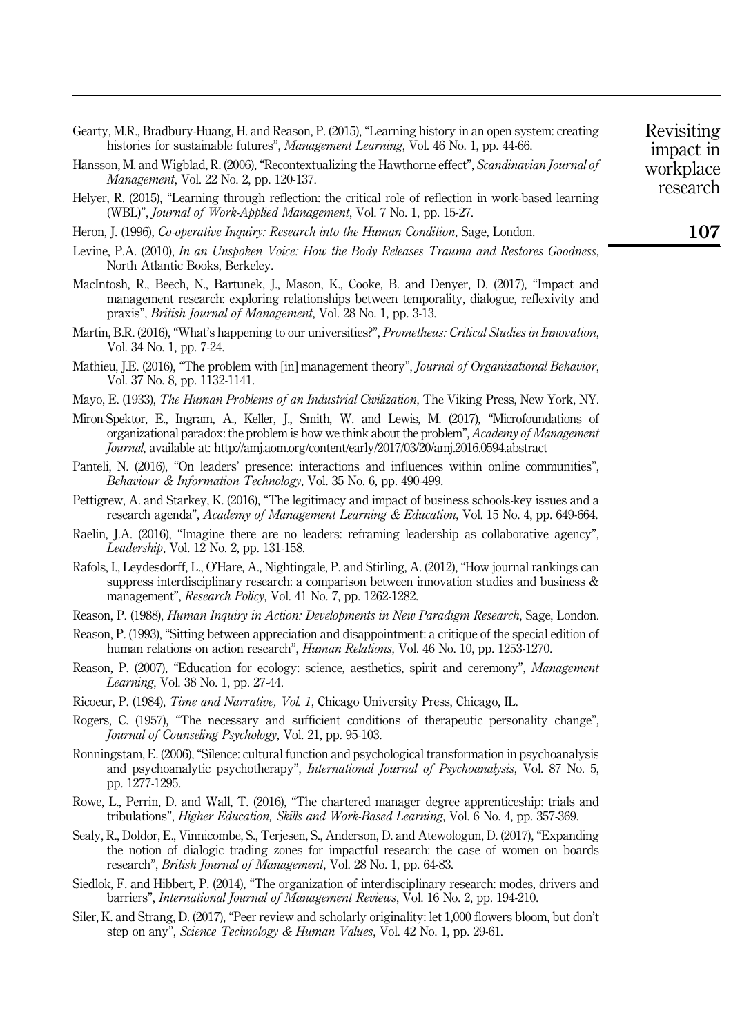Geary, M.R., Bradbury-Huang, H. and Reason, P. (2015), "Learning history in an open system: creating histories for sustainable futures", *Management Learning*, Vol. 46 No. 1, pp. 44-66.

Hansson, M. and Wigblad, R. (2006), "Recontextualizing the Hawthorne effect", *Scandinavian Journal of Management*, Vol. 22 No. 2, pp. 120-137.

Helyer, R. (2015), "Learning through reflection: the critical role of reflection in work-based learning (WBL)", *Journal of Work-Applied Management*, Vol. 7 No. 1, pp. 15-27.

Heron, J. (1996), *Co-operative Inquiry: Research into the Human Condition*, Sage, London.

Levine, P.A. (2010), *In an Unspoken Voice: How the Body Releases Trauma and Restores Goodness*, North Atlantic Books, Berkeley.

MacIntosh, R., Beech, N., Bartunek, J., Mason, K., Cooke, B. and Denyer, D. (2017), "Impact and management research: exploring relationships between temporality, dialogue, reflexivity and praxis", *British Journal of Management*, Vol. 28 No. 1, pp. 3-13.

Martin, B.R. (2016), "What's happening to our universities?", *Prometheus: Critical Studies in Innovation*, Vol. 34 No. 1, pp. 7-24.

Mathieu, J.E. (2016), "The problem with [in] management theory", *Journal of Organizational Behavior*, Vol. 37 No. 8, pp. 1132-1141.

Mayo, E. (1933), *The Human Problems of an Industrial Civilization*, The Viking Press, New York, NY.

Miron-Spektor, E., Ingram, A., Keller, J., Smith, W. and Lewis, M. (2017), "Microfoundations of organizational paradox: the problem is how we think about the problem", *Academy of Management Journal*, available at: http://amj.aom.org/content/early/2017/03/20/amj.2016.0594.abstract

Panteli, N. (2016), "On leaders' presence: interactions and influences within online communities", *Behaviour & Information Technology*, Vol. 35 No. 6, pp. 490-499.

Pettigrew, A. and Starkey, K. (2016), "The legitimacy and impact of business schools-key issues and a research agenda", *Academy of Management Learning & Education*, Vol. 15 No. 4, pp. 649-664.

Raelin, J.A. (2016), "Imagine there are no leaders: reframing leadership as collaborative agency", *Leadership*, Vol. 12 No. 2, pp. 131-158.

Rafols, I., Leydesdorff, L., O'Hare, A., Nightingale, P. and Stirling, A. (2012), "How journal rankings can suppress interdisciplinary research: a comparison between innovation studies and business & management", *Research Policy*, Vol. 41 No. 7, pp. 1262-1282.

Reason, P. (1988), *Human Inquiry in Action: Developments in New Paradigm Research*, Sage, London.

Reason, P. (1993), "Sitting between appreciation and disappointment: a critique of the special edition of human relations on action research", *Human Relations*, Vol. 46 No. 10, pp. 1253-1270.

Reason, P. (2007), "Education for ecology: science, aesthetics, spirit and ceremony", *Management Learning*, Vol. 38 No. 1, pp. 27-44.

Ricoeur, P. (1984), *Time and Narrative, Vol. 1*, Chicago University Press, Chicago, IL.

Rogers, C. (1957), "The necessary and sufficient conditions of therapeutic personality change", *Journal of Counseling Psychology*, Vol. 21, pp. 95-103.

Ronningstam, E. (2006), "Silence: cultural function and psychological transformation in psychoanalysis and psychoanalytic psychotherapy", *International Journal of Psychoanalysis*, Vol. 87 No. 5, pp. 1277-1295.

Rowe, L., Perrin, D. and Wall, T. (2016), "The chartered manager degree apprenticeship: trials and tribulations", *Higher Education, Skills and Work-Based Learning*, Vol. 6 No. 4, pp. 357-369.

Sealy, R., Doldor, E., Vinnicombe, S., Terjesen, S., Anderson, D. and Atewologun, D. (2017), "Expanding the notion of dialogic trading zones for impactful research: the case of women on boards research", *British Journal of Management*, Vol. 28 No. 1, pp. 64-83.

Siedlok, F. and Hibbert, P. (2014), "The organization of interdisciplinary research: modes, drivers and barriers", *International Journal of Management Reviews*, Vol. 16 No. 2, pp. 194-210.

Siler, K. and Strang, D. (2017), "Peer review and scholarly originality: let 1,000 flowers bloom, but don't step on any", *Science Technology & Human Values*, Vol. 42 No. 1, pp. 29-61.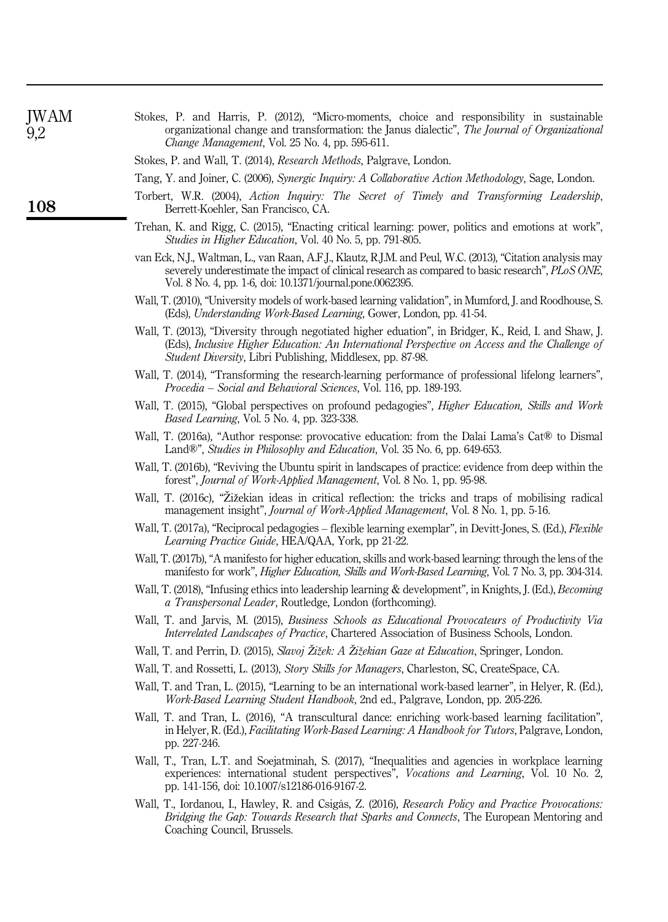Stokes, P. and Harris, P. (2012), "Micro-moments, choice and responsibility in sustainable organizational change and transformation: the Janus dialectic", *The Journal of Organizational Change Management*, Vol. 25 No. 4, pp. 595-611.

Stokes, P. and Wall, T. (2014), *Research Methods*, Palgrave, London.

Tang, Y. and Joiner, C. (2006), *Synergic Inquiry: A Collaborative Action Methodology*, Sage, London.

Torbert, W.R. (2004), *Action Inquiry: The Secret of Timely and Transforming Leadership*, Berrett-Koehler, San Francisco, CA.

Trehan, K. and Rigg, C. (2015), "Enacting critical learning: power, politics and emotions at work", *Studies in Higher Education*, Vol. 40 No. 5, pp. 791-805.

van Eck, N.J., Waltman, L., van Raan, A.F.J., Klautz, R.J.M. and Peul, W.C. (2013), "Citation analysis may severely underestimate the impact of clinical research as compared to basic research", *PLoS ONE*, Vol. 8 No. 4, pp. 1-6, doi: 10.1371/journal.pone.0062395.

Wall, T. (2010), "University models of work-based learning validation", in Mumford, J. and Roodhouse, S. (Eds), *Understanding Work-Based Learning*, Gower, London, pp. 41-54.

Wall, T. (2013), "Diversity through negotiated higher eduation", in Bridger, K., Reid, I. and Shaw, J. (Eds), *Inclusive Higher Education: An International Perspective on Access and the Challenge of Student Diversity*, Libri Publishing, Middlesex, pp. 87-98.

Wall, T. (2014), "Transforming the research-learning performance of professional lifelong learners", *Procedia – Social and Behavioral Sciences*, Vol. 116, pp. 189-193.

Wall, T. (2015), "Global perspectives on profound pedagogies", *Higher Education, Skills and Work Based Learning*, Vol. 5 No. 4, pp. 323-338.

Wall, T. (2016a), "Author response: provocative education: from the Dalai Lama's Cat® to Dismal Land®", *Studies in Philosophy and Education*, Vol. 35 No. 6, pp. 649-653.

Wall, T. (2016b), "Reviving the Ubuntu spirit in landscapes of practice: evidence from deep within the forest", *Journal of Work-Applied Management*, Vol. 8 No. 1, pp. 95-98.

Wall, T. (2016c), "Žižekian ideas in critical reflection: the tricks and traps of mobilising radical management insight", *Journal of Work-Applied Management*, Vol. 8 No. 1, pp. 5-16.

Wall, T. (2017a), "Reciprocal pedagogies – flexible learning exemplar", in Devitt-Jones, S. (Ed.), *Flexible Learning Practice Guide*, HEA/QAA, York, pp 21-22.

Wall, T. (2017b), "A manifesto for higher education, skills and work-based learning: through the lens of the manifesto for work", *Higher Education, Skills and Work-Based Learning*, Vol. 7 No. 3, pp. 304-314.

Wall, T. (2018), "Infusing ethics into leadership learning & development", in Knights, J. (Ed.), *Becoming a Transpersonal Leader*, Routledge, London (forthcoming).

Wall, T. and Jarvis, M. (2015), *Business Schools as Educational Provocateurs of Productivity Via Interrelated Landscapes of Practice*, Chartered Association of Business Schools, London.

Wall, T. and Perrin, D. (2015), *Slavoj Žižek: A Žižekian Gaze at Education*, Springer, London.

Wall, T. and Rossetti, L. (2013), *Story Skills for Managers*, Charleston, SC, CreateSpace, CA.

Wall, T. and Tran, L. (2015), "Learning to be an international work-based learner", in Helyer, R. (Ed.), *Work-Based Learning Student Handbook*, 2nd ed., Palgrave, London, pp. 205-226.

Wall, T. and Tran, L. (2016), "A transcultural dance: enriching work-based learning facilitation", in Helyer, R. (Ed.), *Facilitating Work-Based Learning: A Handbook for Tutors*, Palgrave, London, pp. 227-246.

Wall, T., Tran, L.T. and Soejatminah, S. (2017), "Inequalities and agencies in workplace learning experiences: international student perspectives", *Vocations and Learning*, Vol. 10 No. 2, pp. 141-156, doi: 10.1007/s12186-016-9167-2.

Wall, T., Iordanou, I., Hawley, R. and Csigás, Z. (2016), *Research Policy and Practice Provocations: Bridging the Gap: Towards Research that Sparks and Connects*, The European Mentoring and Coaching Council, Brussels.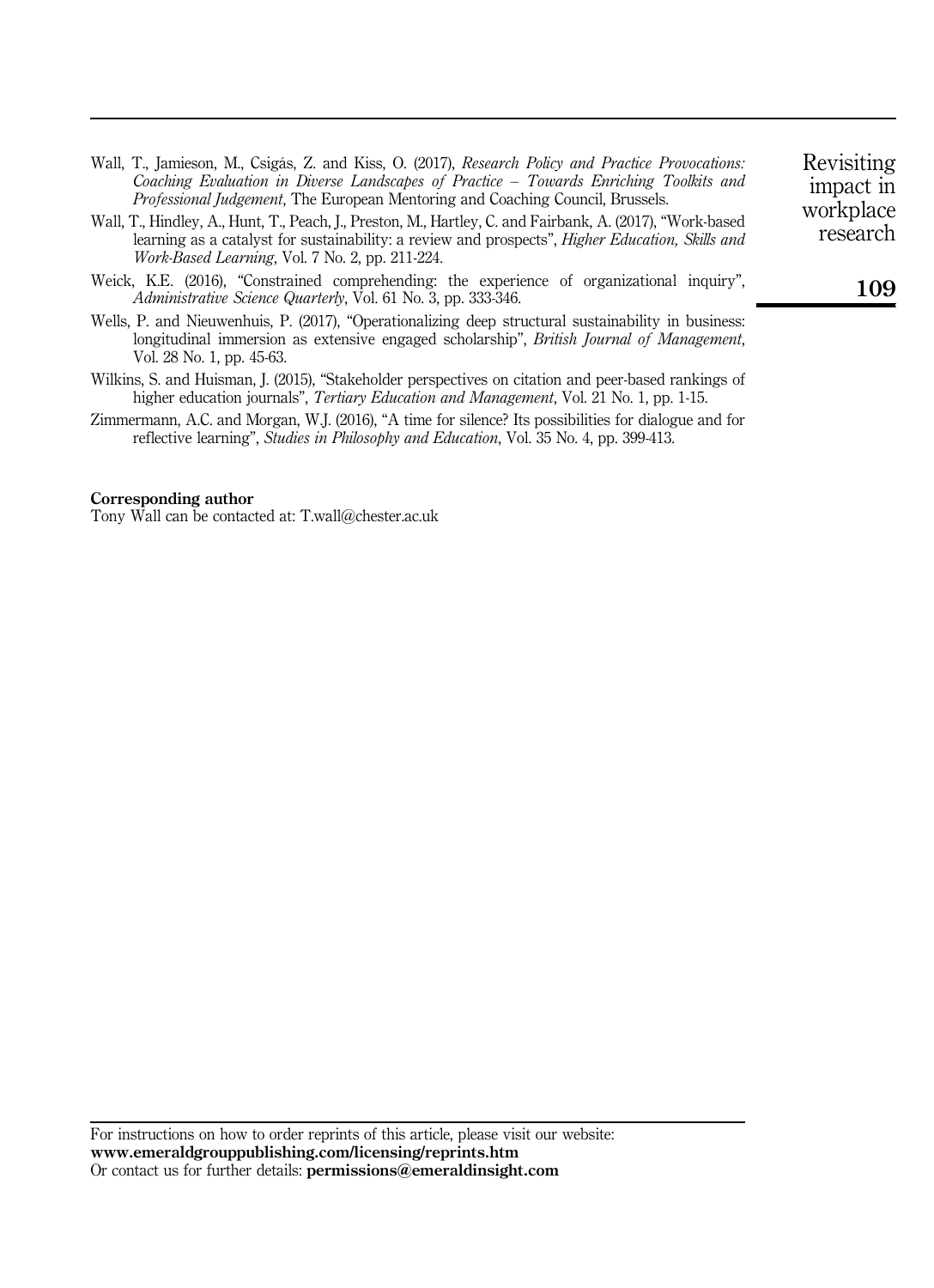Wall, T., Jamieson, M., Csigás, Z. and Kiss, O. (2017), *Research Policy and Practice Provocations: Coaching Evaluation in Diverse Landscapes of Practice – Towards Enriching Toolkits and Professional Judgement*, The European Mentoring and Coaching Council, Brussels.

Wall, T., Hindley, A., Hunt, T., Peach, J., Preston, M., Hartley, C. and Fairbank, A. (2017), "Work-based learning as a catalyst for sustainability: a review and prospects", *Higher Education, Skills and Work-Based Learning*, Vol. 7 No. 2, pp. 211-224.

Weick, K.E. (2016), "Constrained comprehending: the experience of organizational inquiry", *Administrative Science Quarterly*, Vol. 61 No. 3, pp. 333-346.

Wells, P. and Nieuwenhuis, P. (2017), "Operationalizing deep structural sustainability in business: longitudinal immersion as extensive engaged scholarship", *British Journal of Management*, Vol. 28 No. 1, pp. 45-63.

Wilkins, S. and Huisman, J. (2015), "Stakeholder perspectives on citation and peer-based rankings of higher education journals", *Tertiary Education and Management*, Vol. 21 No. 1, pp. 1-15.

Zimmermann, A.C. and Morgan, W.J. (2016), "A time for silence? Its possibilities for dialogue and for reflective learning", *Studies in Philosophy and Education*, Vol. 35 No. 4, pp. 399-413.

**Corresponding author**

Tony Wall can be contacted at: T.wall@chester.ac.uk

For instructions on how to order reprints of this article, please visit our website:
**www.emeraldgrouppublishing.com/licensing/reprints.htm**
Or contact us for further details: **permissions@emeraldinsight.com**